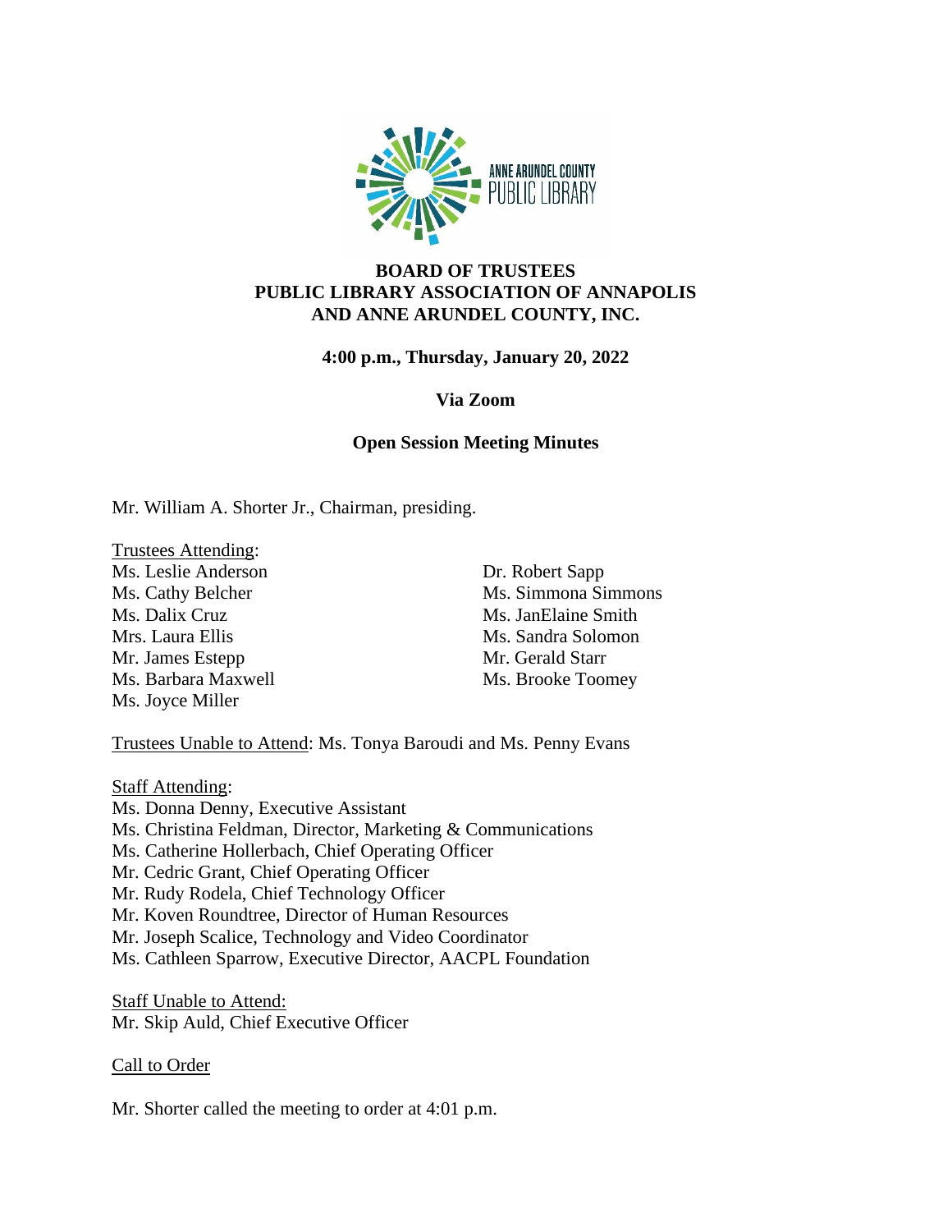ANNE ARUNDEL COUNTY PUBLIC LIBRARY

**BOARD OF TRUSTEES**
**PUBLIC LIBRARY ASSOCIATION OF ANNAPOLIS AND ANNE ARUNDEL COUNTY, INC.**

**4:00 p.m., Thursday, January 20, 2022**

**Via Zoom**

**Open Session Meeting Minutes**

Mr. William A. Shorter Jr., Chairman, presiding.

Trustees Attending:
Ms. Leslie Anderson
Ms. Cathy Belcher
Ms. Dalix Cruz
Mrs. Laura Ellis
Mr. James Estepp
Ms. Barbara Maxwell
Ms. Joyce Miller
Dr. Robert Sapp
Ms. Simmona Simmons
Ms. JanElaine Smith
Ms. Sandra Solomon
Mr. Gerald Starr
Ms. Brooke Toomey

Trustees Unable to Attend: Ms. Tonya Baroudi and Ms. Penny Evans

Staff Attending:
Ms. Donna Denny, Executive Assistant
Ms. Christina Feldman, Director, Marketing & Communications
Ms. Catherine Hollerbach, Chief Operating Officer
Mr. Cedric Grant, Chief Operating Officer
Mr. Rudy Rodela, Chief Technology Officer
Mr. Koven Roundtree, Director of Human Resources
Mr. Joseph Scalice, Technology and Video Coordinator
Ms. Cathleen Sparrow, Executive Director, AACPL Foundation

Staff Unable to Attend:
Mr. Skip Auld, Chief Executive Officer

Call to Order

Mr. Shorter called the meeting to order at 4:01 p.m.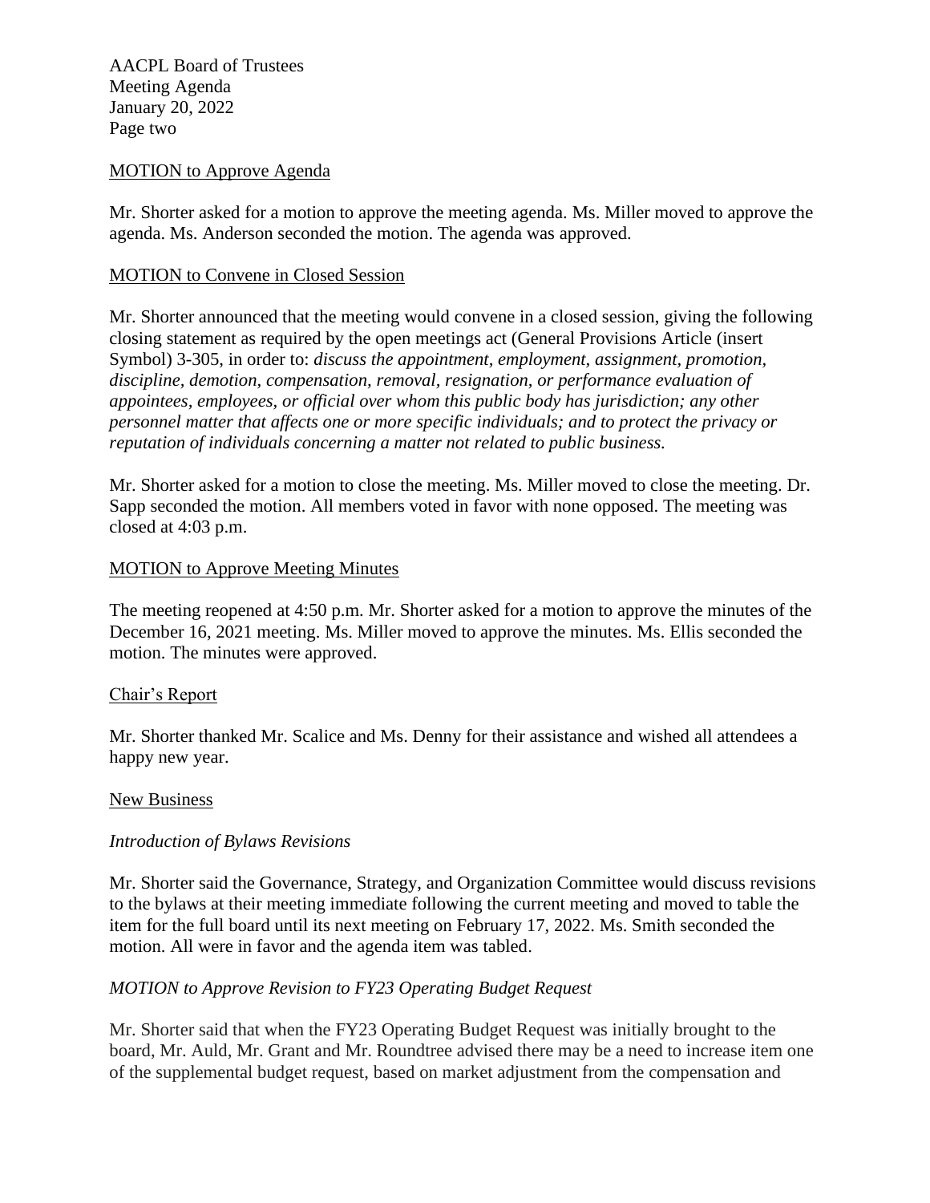MOTION to Approve Agenda

Mr. Shorter asked for a motion to approve the meeting agenda. Ms. Miller moved to approve the agenda. Ms. Anderson seconded the motion. The agenda was approved.

MOTION to Convene in Closed Session

Mr. Shorter announced that the meeting would convene in a closed session, giving the following closing statement as required by the open meetings act (General Provisions Article (insert Symbol) 3-305, in order to: *discuss the appointment, employment, assignment, promotion, discipline, demotion, compensation, removal, resignation, or performance evaluation of appointees, employees, or official over whom this public body has jurisdiction; any other personnel matter that affects one or more specific individuals; and to protect the privacy or reputation of individuals concerning a matter not related to public business.*

Mr. Shorter asked for a motion to close the meeting. Ms. Miller moved to close the meeting. Dr. Sapp seconded the motion. All members voted in favor with none opposed. The meeting was closed at 4:03 p.m.

MOTION to Approve Meeting Minutes

The meeting reopened at 4:50 p.m. Mr. Shorter asked for a motion to approve the minutes of the December 16, 2021 meeting. Ms. Miller moved to approve the minutes. Ms. Ellis seconded the motion. The minutes were approved.

Chair's Report

Mr. Shorter thanked Mr. Scalice and Ms. Denny for their assistance and wished all attendees a happy new year.

New Business

*Introduction of Bylaws Revisions*

Mr. Shorter said the Governance, Strategy, and Organization Committee would discuss revisions to the bylaws at their meeting immediate following the current meeting and moved to table the item for the full board until its next meeting on February 17, 2022. Ms. Smith seconded the motion. All were in favor and the agenda item was tabled.

*MOTION to Approve Revision to FY23 Operating Budget Request*

Mr. Shorter said that when the FY23 Operating Budget Request was initially brought to the board, Mr. Auld, Mr. Grant and Mr. Roundtree advised there may be a need to increase item one of the supplemental budget request, based on market adjustment from the compensation and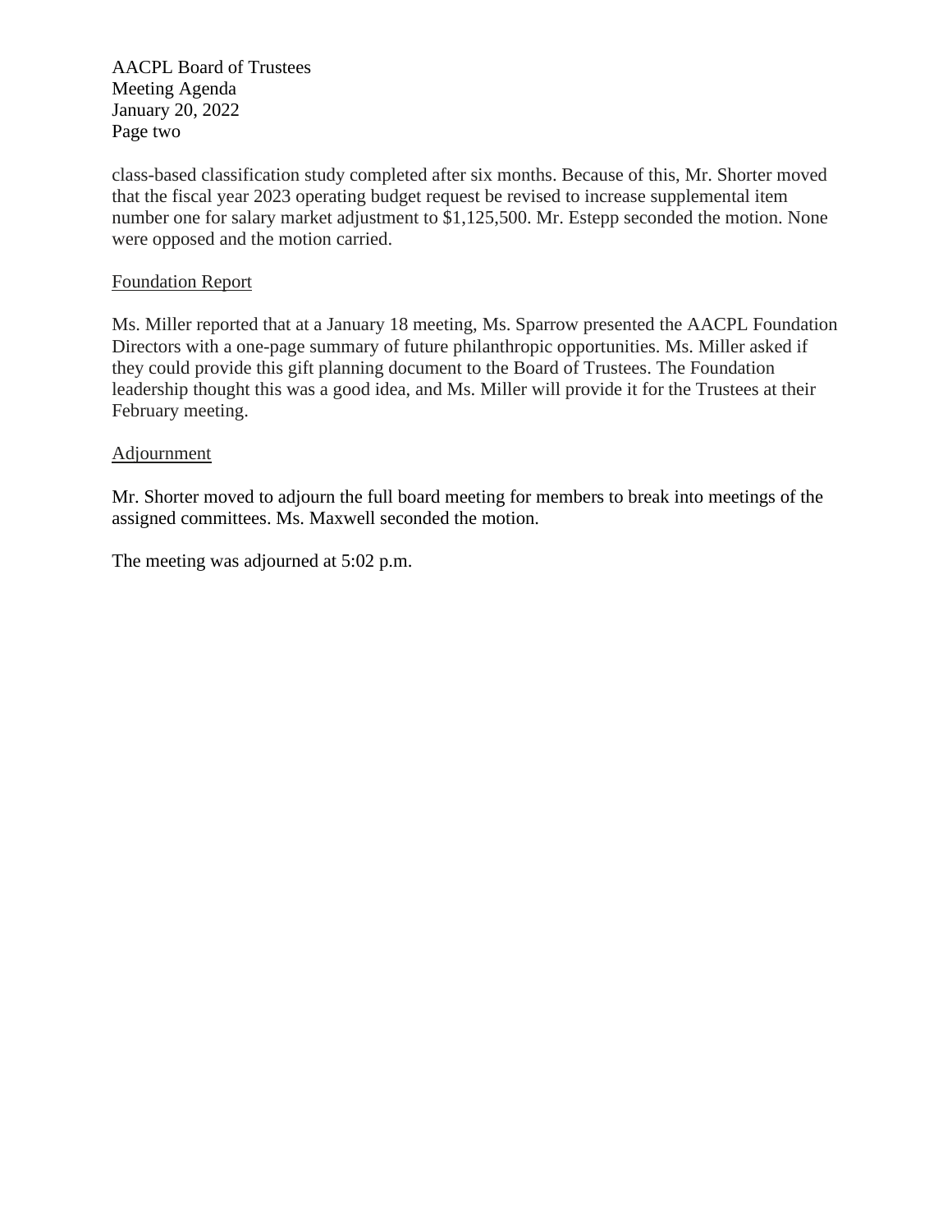class-based classification study completed after six months. Because of this, Mr. Shorter moved that the fiscal year 2023 operating budget request be revised to increase supplemental item number one for salary market adjustment to $1,125,500. Mr. Estepp seconded the motion. None were opposed and the motion carried.

Foundation Report

Ms. Miller reported that at a January 18 meeting, Ms. Sparrow presented the AACPL Foundation Directors with a one-page summary of future philanthropic opportunities. Ms. Miller asked if they could provide this gift planning document to the Board of Trustees. The Foundation leadership thought this was a good idea, and Ms. Miller will provide it for the Trustees at their February meeting.

Adjournment

Mr. Shorter moved to adjourn the full board meeting for members to break into meetings of the assigned committees. Ms. Maxwell seconded the motion.

The meeting was adjourned at 5:02 p.m.